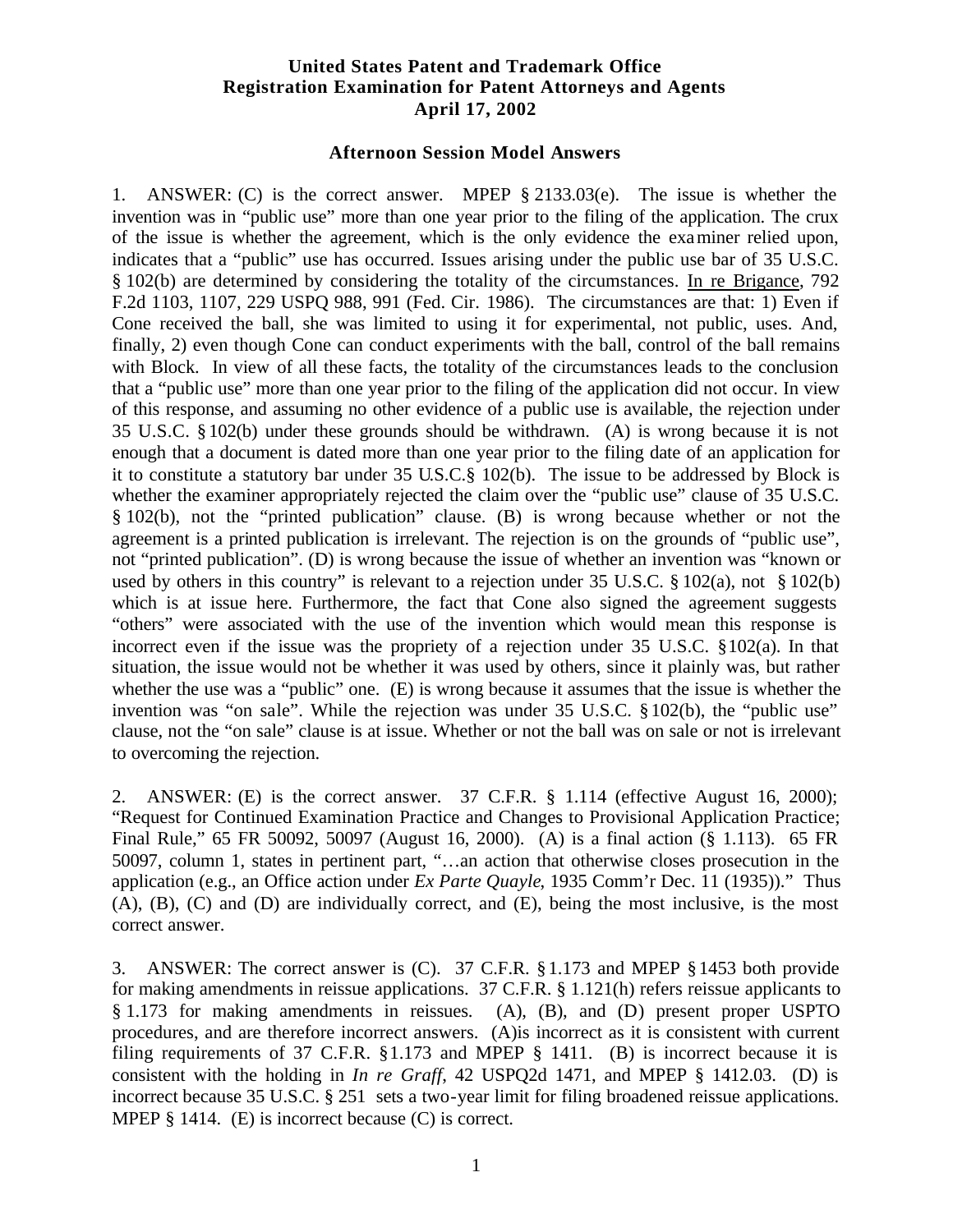**United States Patent and Trademark Office**
**Registration Examination for Patent Attorneys and Agents**
**April 17, 2002**

**Afternoon Session Model Answers**

1. ANSWER: (C) is the correct answer. MPEP § 2133.03(e). The issue is whether the invention was in "public use" more than one year prior to the filing of the application. The crux of the issue is whether the agreement, which is the only evidence the examiner relied upon, indicates that a "public" use has occurred. Issues arising under the public use bar of 35 U.S.C. § 102(b) are determined by considering the totality of the circumstances. In re Brigance, 792 F.2d 1103, 1107, 229 USPQ 988, 991 (Fed. Cir. 1986). The circumstances are that: 1) Even if Cone received the ball, she was limited to using it for experimental, not public, uses. And, finally, 2) even though Cone can conduct experiments with the ball, control of the ball remains with Block. In view of all these facts, the totality of the circumstances leads to the conclusion that a "public use" more than one year prior to the filing of the application did not occur. In view of this response, and assuming no other evidence of a public use is available, the rejection under 35 U.S.C. § 102(b) under these grounds should be withdrawn. (A) is wrong because it is not enough that a document is dated more than one year prior to the filing date of an application for it to constitute a statutory bar under 35 U.S.C.§ 102(b). The issue to be addressed by Block is whether the examiner appropriately rejected the claim over the "public use" clause of 35 U.S.C. § 102(b), not the "printed publication" clause. (B) is wrong because whether or not the agreement is a printed publication is irrelevant. The rejection is on the grounds of "public use", not "printed publication". (D) is wrong because the issue of whether an invention was "known or used by others in this country" is relevant to a rejection under 35 U.S.C. § 102(a), not § 102(b) which is at issue here. Furthermore, the fact that Cone also signed the agreement suggests "others" were associated with the use of the invention which would mean this response is incorrect even if the issue was the propriety of a rejection under 35 U.S.C. §102(a). In that situation, the issue would not be whether it was used by others, since it plainly was, but rather whether the use was a "public" one. (E) is wrong because it assumes that the issue is whether the invention was "on sale". While the rejection was under 35 U.S.C. § 102(b), the "public use" clause, not the "on sale" clause is at issue. Whether or not the ball was on sale or not is irrelevant to overcoming the rejection.

2. ANSWER: (E) is the correct answer. 37 C.F.R. § 1.114 (effective August 16, 2000); "Request for Continued Examination Practice and Changes to Provisional Application Practice; Final Rule," 65 FR 50092, 50097 (August 16, 2000). (A) is a final action (§ 1.113). 65 FR 50097, column 1, states in pertinent part, "…an action that otherwise closes prosecution in the application (e.g., an Office action under *Ex Parte Quayle*, 1935 Comm'r Dec. 11 (1935))." Thus (A), (B), (C) and (D) are individually correct, and (E), being the most inclusive, is the most correct answer.

3. ANSWER: The correct answer is (C). 37 C.F.R. § 1.173 and MPEP § 1453 both provide for making amendments in reissue applications. 37 C.F.R. § 1.121(h) refers reissue applicants to § 1.173 for making amendments in reissues. (A), (B), and (D) present proper USPTO procedures, and are therefore incorrect answers. (A)is incorrect as it is consistent with current filing requirements of 37 C.F.R. §1.173 and MPEP § 1411. (B) is incorrect because it is consistent with the holding in *In re Graff*, 42 USPQ2d 1471, and MPEP § 1412.03. (D) is incorrect because 35 U.S.C. § 251 sets a two-year limit for filing broadened reissue applications. MPEP § 1414. (E) is incorrect because (C) is correct.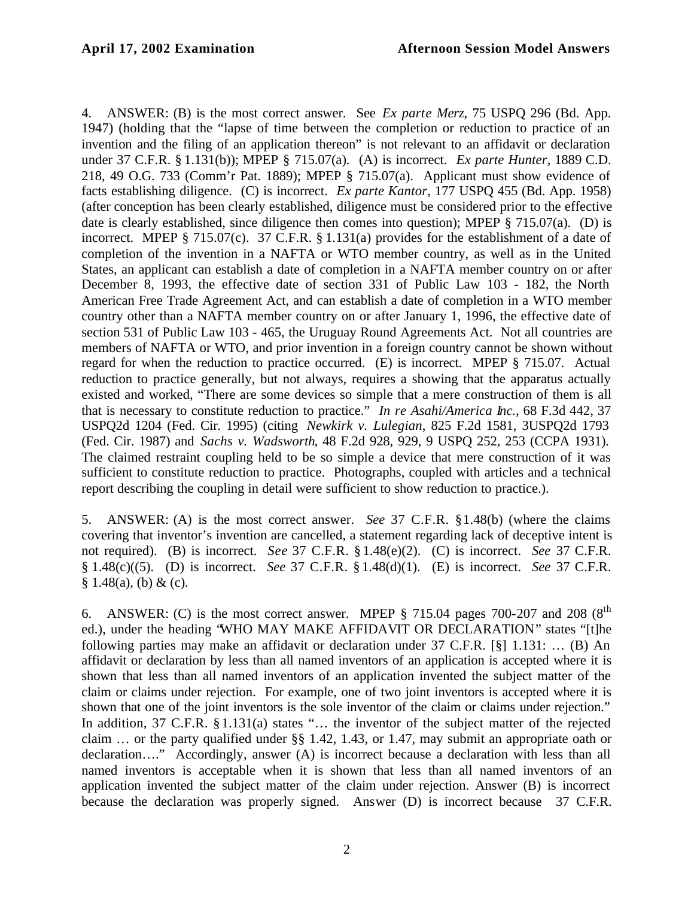4. ANSWER: (B) is the most correct answer. See *Ex parte Merz*, 75 USPQ 296 (Bd. App. 1947) (holding that the "lapse of time between the completion or reduction to practice of an invention and the filing of an application thereon" is not relevant to an affidavit or declaration under 37 C.F.R. § 1.131(b)); MPEP § 715.07(a). (A) is incorrect. *Ex parte Hunter*, 1889 C.D. 218, 49 O.G. 733 (Comm'r Pat. 1889); MPEP § 715.07(a). Applicant must show evidence of facts establishing diligence. (C) is incorrect. *Ex parte Kantor*, 177 USPQ 455 (Bd. App. 1958) (after conception has been clearly established, diligence must be considered prior to the effective date is clearly established, since diligence then comes into question); MPEP § 715.07(a). (D) is incorrect. MPEP § 715.07(c). 37 C.F.R. § 1.131(a) provides for the establishment of a date of completion of the invention in a NAFTA or WTO member country, as well as in the United States, an applicant can establish a date of completion in a NAFTA member country on or after December 8, 1993, the effective date of section 331 of Public Law 103 - 182, the North American Free Trade Agreement Act, and can establish a date of completion in a WTO member country other than a NAFTA member country on or after January 1, 1996, the effective date of section 531 of Public Law 103 - 465, the Uruguay Round Agreements Act. Not all countries are members of NAFTA or WTO, and prior invention in a foreign country cannot be shown without regard for when the reduction to practice occurred. (E) is incorrect. MPEP § 715.07. Actual reduction to practice generally, but not always, requires a showing that the apparatus actually existed and worked, "There are some devices so simple that a mere construction of them is all that is necessary to constitute reduction to practice." *In re Asahi/America Inc.*, 68 F.3d 442, 37 USPQ2d 1204 (Fed. Cir. 1995) (citing *Newkirk v. Lulegian*, 825 F.2d 1581, 3USPQ2d 1793 (Fed. Cir. 1987) and *Sachs v. Wadsworth*, 48 F.2d 928, 929, 9 USPQ 252, 253 (CCPA 1931). The claimed restraint coupling held to be so simple a device that mere construction of it was sufficient to constitute reduction to practice. Photographs, coupled with articles and a technical report describing the coupling in detail were sufficient to show reduction to practice.).

5. ANSWER: (A) is the most correct answer. *See* 37 C.F.R. § 1.48(b) (where the claims covering that inventor's invention are cancelled, a statement regarding lack of deceptive intent is not required). (B) is incorrect. *See* 37 C.F.R. § 1.48(e)(2). (C) is incorrect. *See* 37 C.F.R. § 1.48(c)((5). (D) is incorrect. *See* 37 C.F.R. § 1.48(d)(1). (E) is incorrect. *See* 37 C.F.R. § 1.48(a), (b) & (c).

6. ANSWER: (C) is the most correct answer. MPEP § 715.04 pages 700-207 and 208 (8th ed.), under the heading "WHO MAY MAKE AFFIDAVIT OR DECLARATION" states "[t]he following parties may make an affidavit or declaration under 37 C.F.R. [§] 1.131: … (B) An affidavit or declaration by less than all named inventors of an application is accepted where it is shown that less than all named inventors of an application invented the subject matter of the claim or claims under rejection. For example, one of two joint inventors is accepted where it is shown that one of the joint inventors is the sole inventor of the claim or claims under rejection." In addition, 37 C.F.R. § 1.131(a) states "… the inventor of the subject matter of the rejected claim … or the party qualified under §§ 1.42, 1.43, or 1.47, may submit an appropriate oath or declaration…." Accordingly, answer (A) is incorrect because a declaration with less than all named inventors is acceptable when it is shown that less than all named inventors of an application invented the subject matter of the claim under rejection. Answer (B) is incorrect because the declaration was properly signed. Answer (D) is incorrect because 37 C.F.R.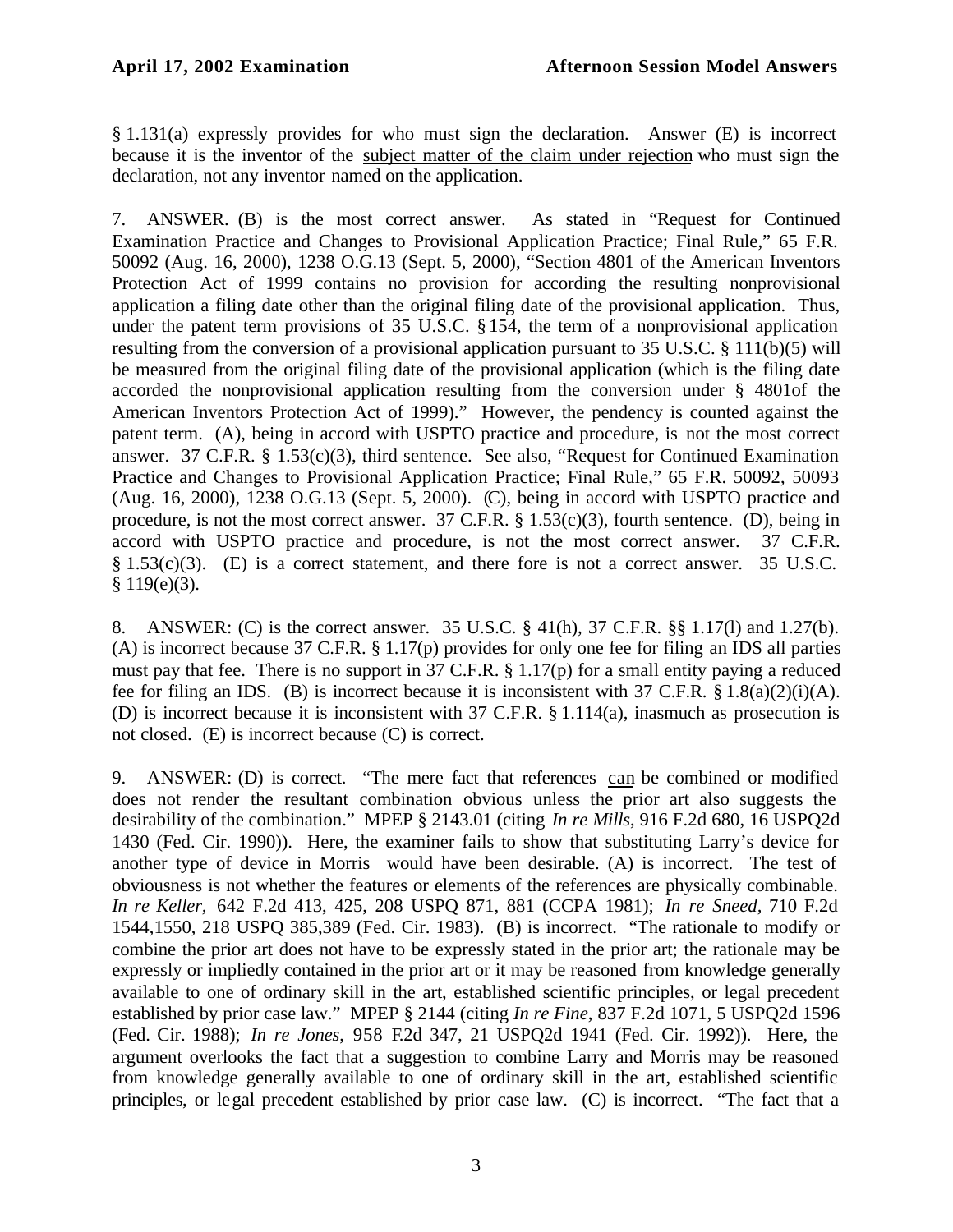§ 1.131(a) expressly provides for who must sign the declaration. Answer (E) is incorrect because it is the inventor of the subject matter of the claim under rejection who must sign the declaration, not any inventor named on the application.

7. ANSWER. (B) is the most correct answer. As stated in "Request for Continued Examination Practice and Changes to Provisional Application Practice; Final Rule," 65 F.R. 50092 (Aug. 16, 2000), 1238 O.G.13 (Sept. 5, 2000), "Section 4801 of the American Inventors Protection Act of 1999 contains no provision for according the resulting nonprovisional application a filing date other than the original filing date of the provisional application. Thus, under the patent term provisions of 35 U.S.C. § 154, the term of a nonprovisional application resulting from the conversion of a provisional application pursuant to 35 U.S.C. § 111(b)(5) will be measured from the original filing date of the provisional application (which is the filing date accorded the nonprovisional application resulting from the conversion under § 4801of the American Inventors Protection Act of 1999)." However, the pendency is counted against the patent term. (A), being in accord with USPTO practice and procedure, is not the most correct answer. 37 C.F.R. § 1.53(c)(3), third sentence. See also, "Request for Continued Examination Practice and Changes to Provisional Application Practice; Final Rule," 65 F.R. 50092, 50093 (Aug. 16, 2000), 1238 O.G.13 (Sept. 5, 2000). (C), being in accord with USPTO practice and procedure, is not the most correct answer. 37 C.F.R. § 1.53(c)(3), fourth sentence. (D), being in accord with USPTO practice and procedure, is not the most correct answer. 37 C.F.R. § 1.53(c)(3). (E) is a correct statement, and there fore is not a correct answer. 35 U.S.C. § 119(e)(3).

8. ANSWER: (C) is the correct answer. 35 U.S.C. § 41(h), 37 C.F.R. §§ 1.17(l) and 1.27(b). (A) is incorrect because 37 C.F.R. § 1.17(p) provides for only one fee for filing an IDS all parties must pay that fee. There is no support in 37 C.F.R. § 1.17(p) for a small entity paying a reduced fee for filing an IDS. (B) is incorrect because it is inconsistent with 37 C.F.R. § 1.8(a)(2)(i)(A). (D) is incorrect because it is inconsistent with 37 C.F.R. § 1.114(a), inasmuch as prosecution is not closed. (E) is incorrect because (C) is correct.

9. ANSWER: (D) is correct. "The mere fact that references can be combined or modified does not render the resultant combination obvious unless the prior art also suggests the desirability of the combination." MPEP § 2143.01 (citing *In re Mills*, 916 F.2d 680, 16 USPQ2d 1430 (Fed. Cir. 1990)). Here, the examiner fails to show that substituting Larry's device for another type of device in Morris would have been desirable. (A) is incorrect. The test of obviousness is not whether the features or elements of the references are physically combinable. *In re Keller*, 642 F.2d 413, 425, 208 USPQ 871, 881 (CCPA 1981); *In re Sneed*, 710 F.2d 1544,1550, 218 USPQ 385,389 (Fed. Cir. 1983). (B) is incorrect. "The rationale to modify or combine the prior art does not have to be expressly stated in the prior art; the rationale may be expressly or impliedly contained in the prior art or it may be reasoned from knowledge generally available to one of ordinary skill in the art, established scientific principles, or legal precedent established by prior case law." MPEP § 2144 (citing *In re Fine*, 837 F.2d 1071, 5 USPQ2d 1596 (Fed. Cir. 1988); *In re Jones*, 958 F.2d 347, 21 USPQ2d 1941 (Fed. Cir. 1992)). Here, the argument overlooks the fact that a suggestion to combine Larry and Morris may be reasoned from knowledge generally available to one of ordinary skill in the art, established scientific principles, or legal precedent established by prior case law. (C) is incorrect. "The fact that a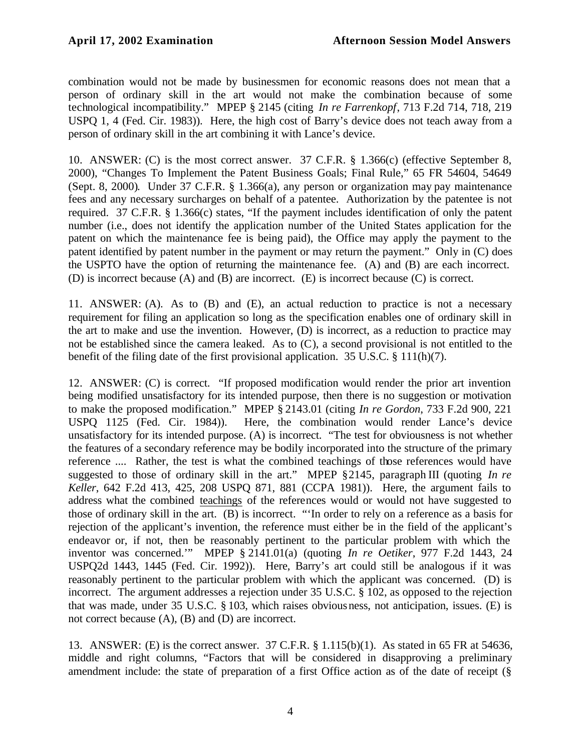combination would not be made by businessmen for economic reasons does not mean that a person of ordinary skill in the art would not make the combination because of some technological incompatibility." MPEP § 2145 (citing *In re Farrenkopf*, 713 F.2d 714, 718, 219 USPQ 1, 4 (Fed. Cir. 1983)). Here, the high cost of Barry's device does not teach away from a person of ordinary skill in the art combining it with Lance's device.

10. ANSWER: (C) is the most correct answer. 37 C.F.R. § 1.366(c) (effective September 8, 2000), "Changes To Implement the Patent Business Goals; Final Rule," 65 FR 54604, 54649 (Sept. 8, 2000). Under 37 C.F.R. § 1.366(a), any person or organization may pay maintenance fees and any necessary surcharges on behalf of a patentee. Authorization by the patentee is not required. 37 C.F.R. § 1.366(c) states, "If the payment includes identification of only the patent number (i.e., does not identify the application number of the United States application for the patent on which the maintenance fee is being paid), the Office may apply the payment to the patent identified by patent number in the payment or may return the payment." Only in (C) does the USPTO have the option of returning the maintenance fee. (A) and (B) are each incorrect. (D) is incorrect because (A) and (B) are incorrect. (E) is incorrect because (C) is correct.

11. ANSWER: (A). As to (B) and (E), an actual reduction to practice is not a necessary requirement for filing an application so long as the specification enables one of ordinary skill in the art to make and use the invention. However, (D) is incorrect, as a reduction to practice may not be established since the camera leaked. As to (C), a second provisional is not entitled to the benefit of the filing date of the first provisional application. 35 U.S.C. § 111(h)(7).

12. ANSWER: (C) is correct. "If proposed modification would render the prior art invention being modified unsatisfactory for its intended purpose, then there is no suggestion or motivation to make the proposed modification." MPEP § 2143.01 (citing *In re Gordon*, 733 F.2d 900, 221 USPQ 1125 (Fed. Cir. 1984)). Here, the combination would render Lance's device unsatisfactory for its intended purpose. (A) is incorrect. "The test for obviousness is not whether the features of a secondary reference may be bodily incorporated into the structure of the primary reference .... Rather, the test is what the combined teachings of those references would have suggested to those of ordinary skill in the art." MPEP § 2145, paragraph III (quoting *In re Keller*, 642 F.2d 413, 425, 208 USPQ 871, 881 (CCPA 1981)). Here, the argument fails to address what the combined teachings of the references would or would not have suggested to those of ordinary skill in the art. (B) is incorrect. "'In order to rely on a reference as a basis for rejection of the applicant's invention, the reference must either be in the field of the applicant's endeavor or, if not, then be reasonably pertinent to the particular problem with which the inventor was concerned.'" MPEP § 2141.01(a) (quoting *In re Oetiker*, 977 F.2d 1443, 24 USPQ2d 1443, 1445 (Fed. Cir. 1992)). Here, Barry's art could still be analogous if it was reasonably pertinent to the particular problem with which the applicant was concerned. (D) is incorrect. The argument addresses a rejection under 35 U.S.C. § 102, as opposed to the rejection that was made, under 35 U.S.C. § 103, which raises obviousness, not anticipation, issues. (E) is not correct because (A), (B) and (D) are incorrect.

13. ANSWER: (E) is the correct answer. 37 C.F.R. § 1.115(b)(1). As stated in 65 FR at 54636, middle and right columns, "Factors that will be considered in disapproving a preliminary amendment include: the state of preparation of a first Office action as of the date of receipt (§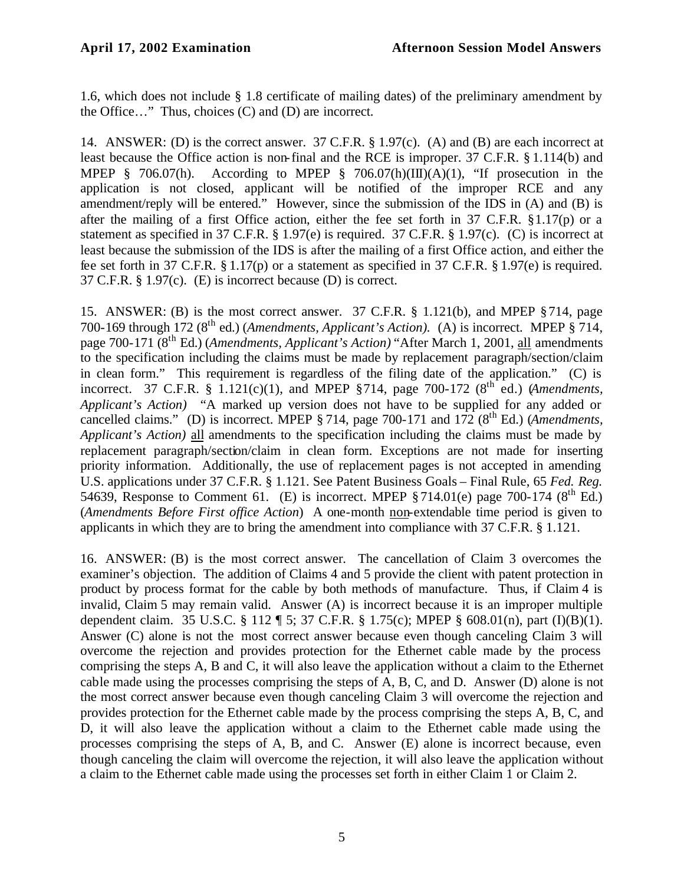1.6, which does not include § 1.8 certificate of mailing dates) of the preliminary amendment by the Office…" Thus, choices (C) and (D) are incorrect.

14. ANSWER: (D) is the correct answer. 37 C.F.R. § 1.97(c). (A) and (B) are each incorrect at least because the Office action is non-final and the RCE is improper. 37 C.F.R. § 1.114(b) and MPEP § 706.07(h). According to MPEP § 706.07(h)(III)(A)(1), "If prosecution in the application is not closed, applicant will be notified of the improper RCE and any amendment/reply will be entered." However, since the submission of the IDS in (A) and (B) is after the mailing of a first Office action, either the fee set forth in 37 C.F.R. § 1.17(p) or a statement as specified in 37 C.F.R. § 1.97(e) is required. 37 C.F.R. § 1.97(c). (C) is incorrect at least because the submission of the IDS is after the mailing of a first Office action, and either the fee set forth in 37 C.F.R. § 1.17(p) or a statement as specified in 37 C.F.R. § 1.97(e) is required. 37 C.F.R. § 1.97(c). (E) is incorrect because (D) is correct.

15. ANSWER: (B) is the most correct answer. 37 C.F.R. § 1.121(b), and MPEP § 714, page 700-169 through 172 (8th ed.) (*Amendments, Applicant's Action).* (A) is incorrect. MPEP § 714, page 700-171 (8th Ed.) (*Amendments, Applicant's Action)* "After March 1, 2001, all amendments to the specification including the claims must be made by replacement paragraph/section/claim in clean form." This requirement is regardless of the filing date of the application." (C) is incorrect. 37 C.F.R. § 1.121(c)(1), and MPEP § 714, page 700-172 (8th ed.) (*Amendments, Applicant's Action)* "A marked up version does not have to be supplied for any added or cancelled claims." (D) is incorrect. MPEP § 714, page 700-171 and 172 (8th Ed.) (*Amendments, Applicant's Action)* all amendments to the specification including the claims must be made by replacement paragraph/section/claim in clean form. Exceptions are not made for inserting priority information. Additionally, the use of replacement pages is not accepted in amending U.S. applications under 37 C.F.R. § 1.121. See Patent Business Goals – Final Rule, 65 *Fed. Reg.* 54639, Response to Comment 61. (E) is incorrect. MPEP § 714.01(e) page 700-174 (8th Ed.) (*Amendments Before First office Action*) A one-month non-extendable time period is given to applicants in which they are to bring the amendment into compliance with 37 C.F.R. § 1.121.

16. ANSWER: (B) is the most correct answer. The cancellation of Claim 3 overcomes the examiner's objection. The addition of Claims 4 and 5 provide the client with patent protection in product by process format for the cable by both methods of manufacture. Thus, if Claim 4 is invalid, Claim 5 may remain valid. Answer (A) is incorrect because it is an improper multiple dependent claim. 35 U.S.C. § 112 ¶ 5; 37 C.F.R. § 1.75(c); MPEP § 608.01(n), part (I)(B)(1). Answer (C) alone is not the most correct answer because even though canceling Claim 3 will overcome the rejection and provides protection for the Ethernet cable made by the process comprising the steps A, B and C, it will also leave the application without a claim to the Ethernet cable made using the processes comprising the steps of A, B, C, and D. Answer (D) alone is not the most correct answer because even though canceling Claim 3 will overcome the rejection and provides protection for the Ethernet cable made by the process comprising the steps A, B, C, and D, it will also leave the application without a claim to the Ethernet cable made using the processes comprising the steps of A, B, and C. Answer (E) alone is incorrect because, even though canceling the claim will overcome the rejection, it will also leave the application without a claim to the Ethernet cable made using the processes set forth in either Claim 1 or Claim 2.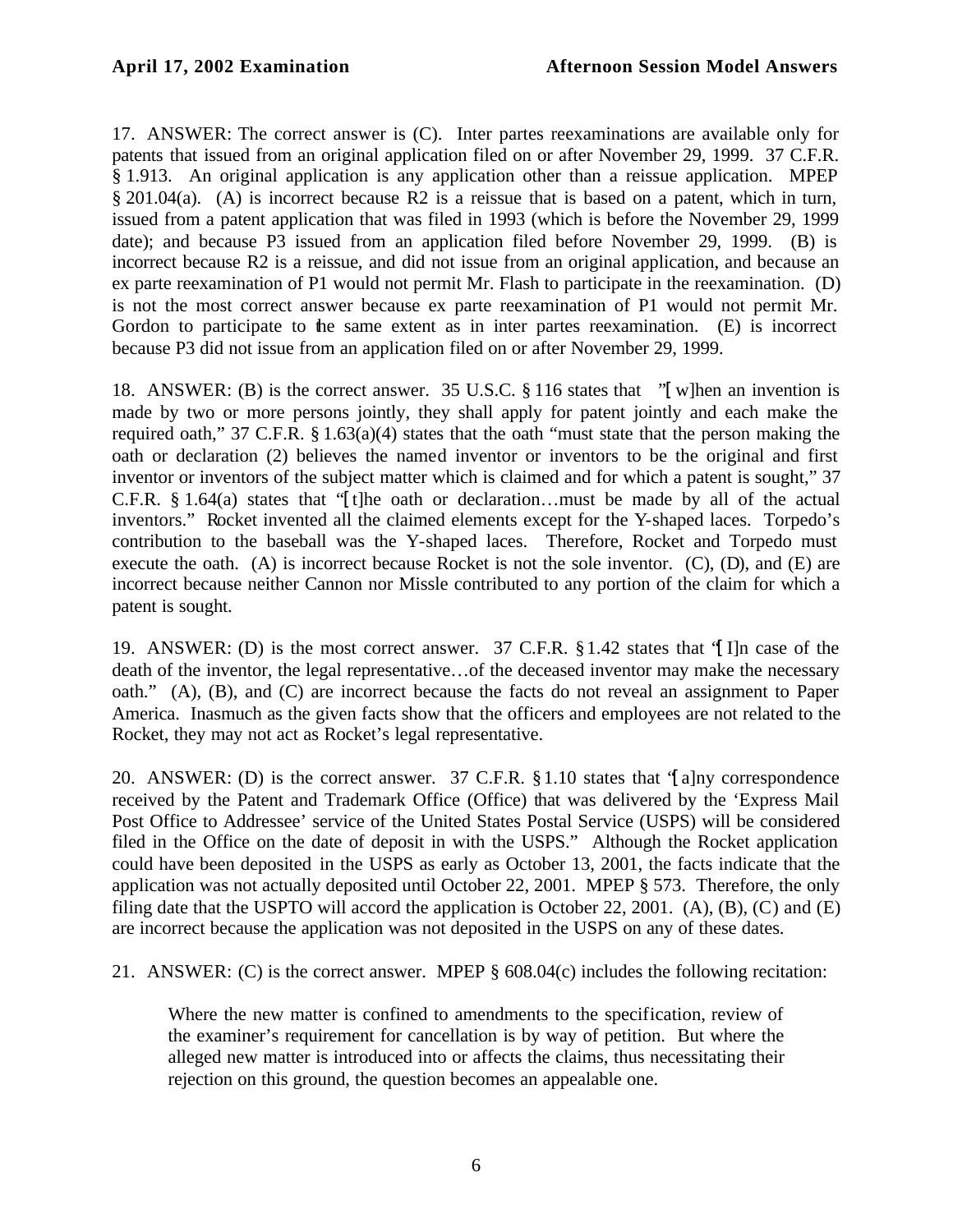17. ANSWER: The correct answer is (C). Inter partes reexaminations are available only for patents that issued from an original application filed on or after November 29, 1999. 37 C.F.R. § 1.913. An original application is any application other than a reissue application. MPEP § 201.04(a). (A) is incorrect because R2 is a reissue that is based on a patent, which in turn, issued from a patent application that was filed in 1993 (which is before the November 29, 1999 date); and because P3 issued from an application filed before November 29, 1999. (B) is incorrect because R2 is a reissue, and did not issue from an original application, and because an ex parte reexamination of P1 would not permit Mr. Flash to participate in the reexamination. (D) is not the most correct answer because ex parte reexamination of P1 would not permit Mr. Gordon to participate to the same extent as in inter partes reexamination. (E) is incorrect because P3 did not issue from an application filed on or after November 29, 1999.

18. ANSWER: (B) is the correct answer. 35 U.S.C. § 116 states that "[w]hen an invention is made by two or more persons jointly, they shall apply for patent jointly and each make the required oath," 37 C.F.R. § 1.63(a)(4) states that the oath "must state that the person making the oath or declaration (2) believes the named inventor or inventors to be the original and first inventor or inventors of the subject matter which is claimed and for which a patent is sought," 37 C.F.R. § 1.64(a) states that "[t]he oath or declaration…must be made by all of the actual inventors." Rocket invented all the claimed elements except for the Y-shaped laces. Torpedo's contribution to the baseball was the Y-shaped laces. Therefore, Rocket and Torpedo must execute the oath. (A) is incorrect because Rocket is not the sole inventor. (C), (D), and (E) are incorrect because neither Cannon nor Missle contributed to any portion of the claim for which a patent is sought.

19. ANSWER: (D) is the most correct answer. 37 C.F.R. § 1.42 states that "[I]n case of the death of the inventor, the legal representative…of the deceased inventor may make the necessary oath." (A), (B), and (C) are incorrect because the facts do not reveal an assignment to Paper America. Inasmuch as the given facts show that the officers and employees are not related to the Rocket, they may not act as Rocket's legal representative.

20. ANSWER: (D) is the correct answer. 37 C.F.R. § 1.10 states that "[a]ny correspondence received by the Patent and Trademark Office (Office) that was delivered by the 'Express Mail Post Office to Addressee' service of the United States Postal Service (USPS) will be considered filed in the Office on the date of deposit in with the USPS." Although the Rocket application could have been deposited in the USPS as early as October 13, 2001, the facts indicate that the application was not actually deposited until October 22, 2001. MPEP § 573. Therefore, the only filing date that the USPTO will accord the application is October 22, 2001. (A), (B), (C) and (E) are incorrect because the application was not deposited in the USPS on any of these dates.

21. ANSWER: (C) is the correct answer. MPEP § 608.04(c) includes the following recitation:

> Where the new matter is confined to amendments to the specification, review of the examiner's requirement for cancellation is by way of petition. But where the alleged new matter is introduced into or affects the claims, thus necessitating their rejection on this ground, the question becomes an appealable one.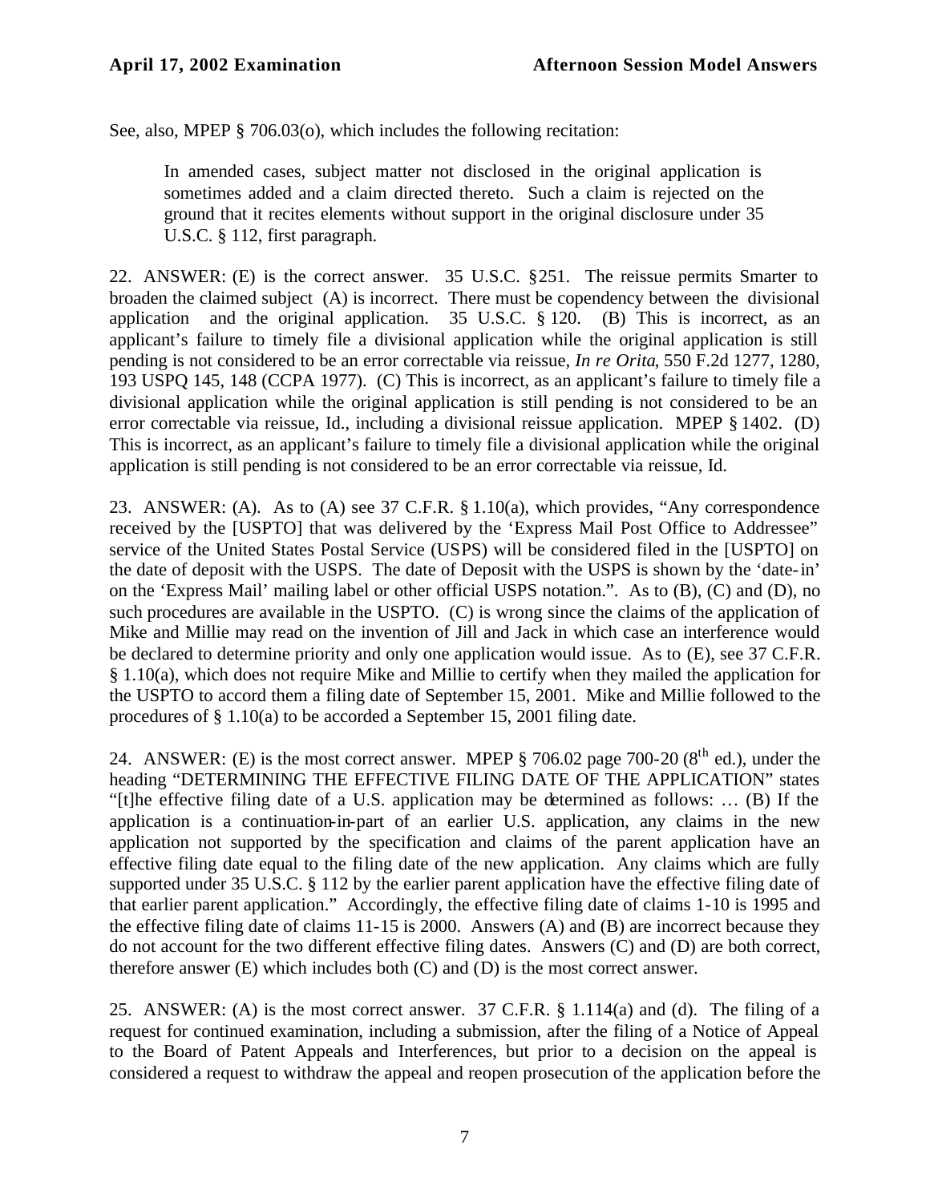See, also, MPEP § 706.03(o), which includes the following recitation:

> In amended cases, subject matter not disclosed in the original application is sometimes added and a claim directed thereto. Such a claim is rejected on the ground that it recites elements without support in the original disclosure under 35 U.S.C. § 112, first paragraph.

22. ANSWER: (E) is the correct answer. 35 U.S.C. §251. The reissue permits Smarter to broaden the claimed subject (A) is incorrect. There must be copendency between the divisional application and the original application. 35 U.S.C. § 120. (B) This is incorrect, as an applicant's failure to timely file a divisional application while the original application is still pending is not considered to be an error correctable via reissue, *In re Orita*, 550 F.2d 1277, 1280, 193 USPQ 145, 148 (CCPA 1977). (C) This is incorrect, as an applicant's failure to timely file a divisional application while the original application is still pending is not considered to be an error correctable via reissue, Id., including a divisional reissue application. MPEP § 1402. (D) This is incorrect, as an applicant's failure to timely file a divisional application while the original application is still pending is not considered to be an error correctable via reissue, Id.

23. ANSWER: (A). As to (A) see 37 C.F.R. § 1.10(a), which provides, "Any correspondence received by the [USPTO] that was delivered by the 'Express Mail Post Office to Addressee' service of the United States Postal Service (USPS) will be considered filed in the [USPTO] on the date of deposit with the USPS. The date of Deposit with the USPS is shown by the 'date-in' on the 'Express Mail' mailing label or other official USPS notation.". As to (B), (C) and (D), no such procedures are available in the USPTO. (C) is wrong since the claims of the application of Mike and Millie may read on the invention of Jill and Jack in which case an interference would be declared to determine priority and only one application would issue. As to (E), see 37 C.F.R. § 1.10(a), which does not require Mike and Millie to certify when they mailed the application for the USPTO to accord them a filing date of September 15, 2001. Mike and Millie followed to the procedures of § 1.10(a) to be accorded a September 15, 2001 filing date.

24. ANSWER: (E) is the most correct answer. MPEP § 706.02 page 700-20 (8th ed.), under the heading "DETERMINING THE EFFECTIVE FILING DATE OF THE APPLICATION" states "[t]he effective filing date of a U.S. application may be determined as follows: … (B) If the application is a continuation-in-part of an earlier U.S. application, any claims in the new application not supported by the specification and claims of the parent application have an effective filing date equal to the filing date of the new application. Any claims which are fully supported under 35 U.S.C. § 112 by the earlier parent application have the effective filing date of that earlier parent application." Accordingly, the effective filing date of claims 1-10 is 1995 and the effective filing date of claims 11-15 is 2000. Answers (A) and (B) are incorrect because they do not account for the two different effective filing dates. Answers (C) and (D) are both correct, therefore answer (E) which includes both (C) and (D) is the most correct answer.

25. ANSWER: (A) is the most correct answer. 37 C.F.R. § 1.114(a) and (d). The filing of a request for continued examination, including a submission, after the filing of a Notice of Appeal to the Board of Patent Appeals and Interferences, but prior to a decision on the appeal is considered a request to withdraw the appeal and reopen prosecution of the application before the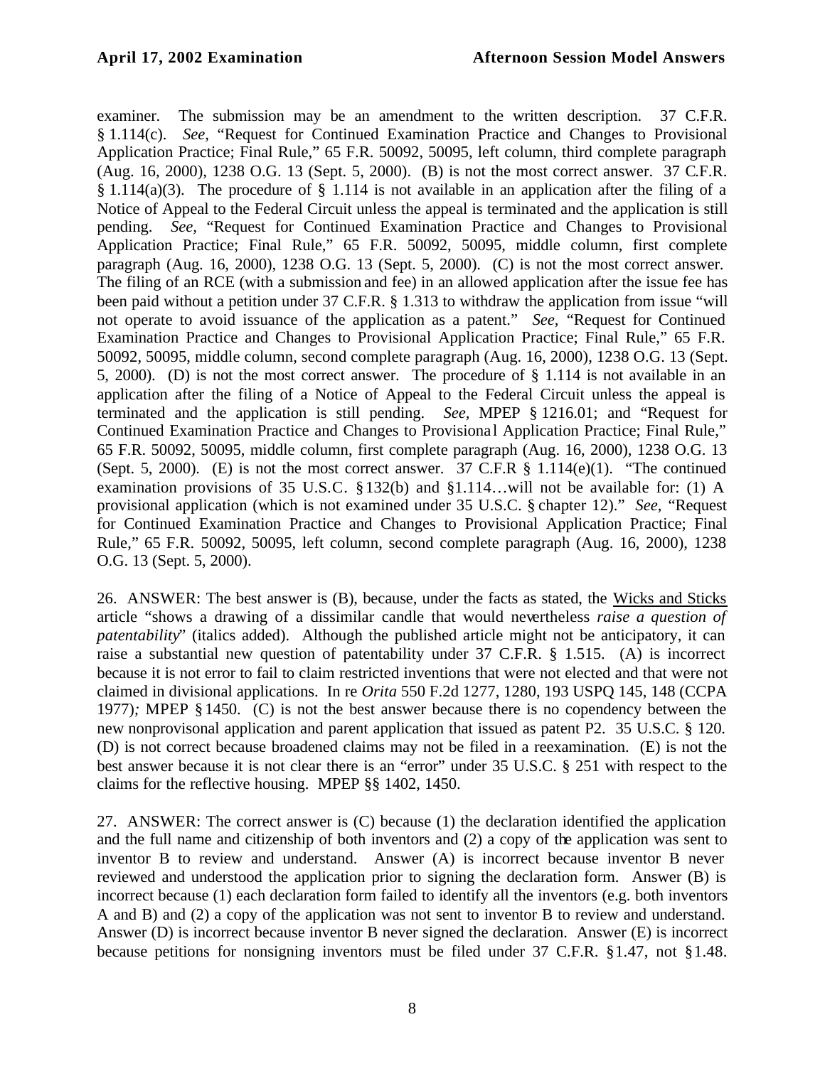examiner. The submission may be an amendment to the written description. 37 C.F.R. § 1.114(c). *See*, "Request for Continued Examination Practice and Changes to Provisional Application Practice; Final Rule," 65 F.R. 50092, 50095, left column, third complete paragraph (Aug. 16, 2000), 1238 O.G. 13 (Sept. 5, 2000). (B) is not the most correct answer. 37 C.F.R. § 1.114(a)(3). The procedure of § 1.114 is not available in an application after the filing of a Notice of Appeal to the Federal Circuit unless the appeal is terminated and the application is still pending. *See*, "Request for Continued Examination Practice and Changes to Provisional Application Practice; Final Rule," 65 F.R. 50092, 50095, middle column, first complete paragraph (Aug. 16, 2000), 1238 O.G. 13 (Sept. 5, 2000). (C) is not the most correct answer. The filing of an RCE (with a submission and fee) in an allowed application after the issue fee has been paid without a petition under 37 C.F.R. § 1.313 to withdraw the application from issue "will not operate to avoid issuance of the application as a patent." *See*, "Request for Continued Examination Practice and Changes to Provisional Application Practice; Final Rule," 65 F.R. 50092, 50095, middle column, second complete paragraph (Aug. 16, 2000), 1238 O.G. 13 (Sept. 5, 2000). (D) is not the most correct answer. The procedure of § 1.114 is not available in an application after the filing of a Notice of Appeal to the Federal Circuit unless the appeal is terminated and the application is still pending. *See*, MPEP § 1216.01; and "Request for Continued Examination Practice and Changes to Provisional Application Practice; Final Rule," 65 F.R. 50092, 50095, middle column, first complete paragraph (Aug. 16, 2000), 1238 O.G. 13 (Sept. 5, 2000). (E) is not the most correct answer. 37 C.F.R § 1.114(e)(1). "The continued examination provisions of 35 U.S.C. § 132(b) and §1.114…will not be available for: (1) A provisional application (which is not examined under 35 U.S.C. § chapter 12)." *See*, "Request for Continued Examination Practice and Changes to Provisional Application Practice; Final Rule," 65 F.R. 50092, 50095, left column, second complete paragraph (Aug. 16, 2000), 1238 O.G. 13 (Sept. 5, 2000).

26. ANSWER: The best answer is (B), because, under the facts as stated, the Wicks and Sticks article "shows a drawing of a dissimilar candle that would nevertheless *raise a question of patentability*" (italics added). Although the published article might not be anticipatory, it can raise a substantial new question of patentability under 37 C.F.R. § 1.515. (A) is incorrect because it is not error to fail to claim restricted inventions that were not elected and that were not claimed in divisional applications. In re *Orita* 550 F.2d 1277, 1280, 193 USPQ 145, 148 (CCPA 1977)*;* MPEP § 1450. (C) is not the best answer because there is no copendency between the new nonprovisonal application and parent application that issued as patent P2. 35 U.S.C. § 120. (D) is not correct because broadened claims may not be filed in a reexamination. (E) is not the best answer because it is not clear there is an "error" under 35 U.S.C. § 251 with respect to the claims for the reflective housing. MPEP §§ 1402, 1450.

27. ANSWER: The correct answer is (C) because (1) the declaration identified the application and the full name and citizenship of both inventors and (2) a copy of the application was sent to inventor B to review and understand. Answer (A) is incorrect because inventor B never reviewed and understood the application prior to signing the declaration form. Answer (B) is incorrect because (1) each declaration form failed to identify all the inventors (e.g. both inventors A and B) and (2) a copy of the application was not sent to inventor B to review and understand. Answer (D) is incorrect because inventor B never signed the declaration. Answer (E) is incorrect because petitions for nonsigning inventors must be filed under 37 C.F.R. §1.47, not §1.48.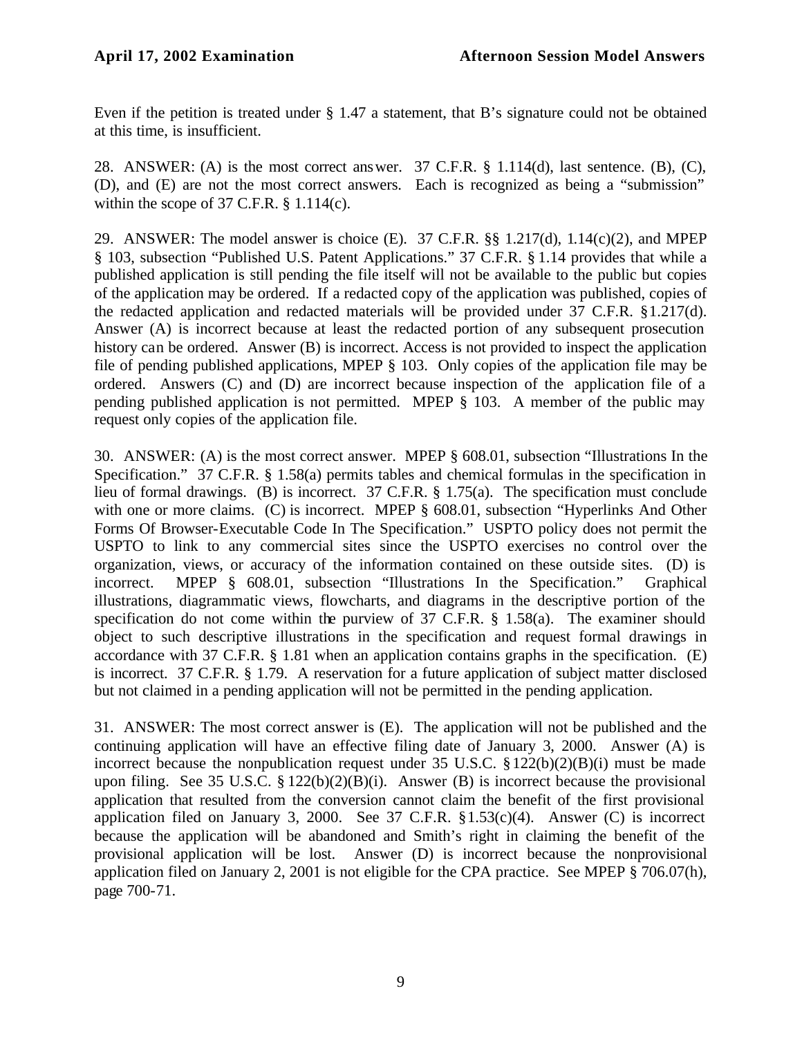Even if the petition is treated under § 1.47 a statement, that B's signature could not be obtained at this time, is insufficient.

28. ANSWER: (A) is the most correct answer. 37 C.F.R. § 1.114(d), last sentence. (B), (C), (D), and (E) are not the most correct answers. Each is recognized as being a "submission" within the scope of 37 C.F.R. § 1.114(c).

29. ANSWER: The model answer is choice (E). 37 C.F.R. §§ 1.217(d), 1.14(c)(2), and MPEP § 103, subsection "Published U.S. Patent Applications." 37 C.F.R. § 1.14 provides that while a published application is still pending the file itself will not be available to the public but copies of the application may be ordered. If a redacted copy of the application was published, copies of the redacted application and redacted materials will be provided under 37 C.F.R. § 1.217(d). Answer (A) is incorrect because at least the redacted portion of any subsequent prosecution history can be ordered. Answer (B) is incorrect. Access is not provided to inspect the application file of pending published applications, MPEP § 103. Only copies of the application file may be ordered. Answers (C) and (D) are incorrect because inspection of the application file of a pending published application is not permitted. MPEP § 103. A member of the public may request only copies of the application file.

30. ANSWER: (A) is the most correct answer. MPEP § 608.01, subsection "Illustrations In the Specification." 37 C.F.R. § 1.58(a) permits tables and chemical formulas in the specification in lieu of formal drawings. (B) is incorrect. 37 C.F.R. § 1.75(a). The specification must conclude with one or more claims. (C) is incorrect. MPEP § 608.01, subsection "Hyperlinks And Other Forms Of Browser-Executable Code In The Specification." USPTO policy does not permit the USPTO to link to any commercial sites since the USPTO exercises no control over the organization, views, or accuracy of the information contained on these outside sites. (D) is incorrect. MPEP § 608.01, subsection "Illustrations In the Specification." Graphical illustrations, diagrammatic views, flowcharts, and diagrams in the descriptive portion of the specification do not come within the purview of 37 C.F.R. § 1.58(a). The examiner should object to such descriptive illustrations in the specification and request formal drawings in accordance with 37 C.F.R. § 1.81 when an application contains graphs in the specification. (E) is incorrect. 37 C.F.R. § 1.79. A reservation for a future application of subject matter disclosed but not claimed in a pending application will not be permitted in the pending application.

31. ANSWER: The most correct answer is (E). The application will not be published and the continuing application will have an effective filing date of January 3, 2000. Answer (A) is incorrect because the nonpublication request under 35 U.S.C. § 122(b)(2)(B)(i) must be made upon filing. See 35 U.S.C. § 122(b)(2)(B)(i). Answer (B) is incorrect because the provisional application that resulted from the conversion cannot claim the benefit of the first provisional application filed on January 3, 2000. See 37 C.F.R. § 1.53(c)(4). Answer (C) is incorrect because the application will be abandoned and Smith's right in claiming the benefit of the provisional application will be lost. Answer (D) is incorrect because the nonprovisional application filed on January 2, 2001 is not eligible for the CPA practice. See MPEP § 706.07(h), page 700-71.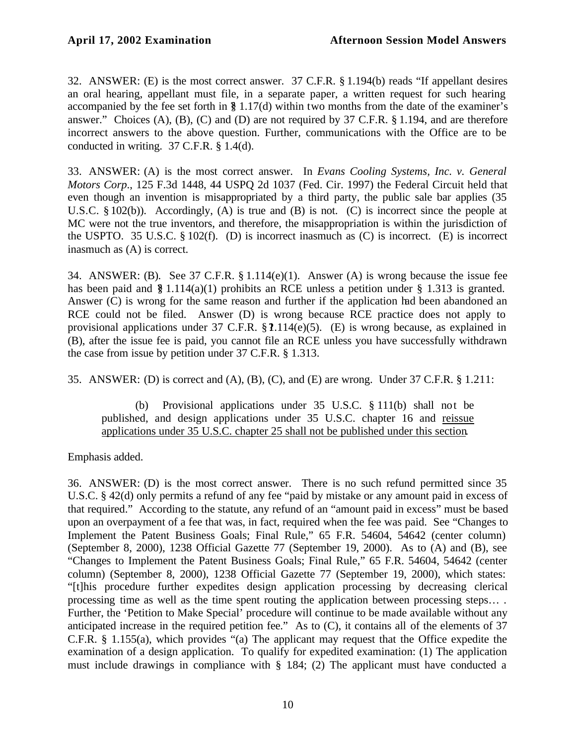32. ANSWER: (E) is the most correct answer. 37 C.F.R. § 1.194(b) reads "If appellant desires an oral hearing, appellant must file, in a separate paper, a written request for such hearing accompanied by the fee set forth in § 1.17(d) within two months from the date of the examiner's answer." Choices (A), (B), (C) and (D) are not required by 37 C.F.R. § 1.194, and are therefore incorrect answers to the above question. Further, communications with the Office are to be conducted in writing. 37 C.F.R. § 1.4(d).

33. ANSWER: (A) is the most correct answer. In *Evans Cooling Systems, Inc. v. General Motors Corp.*, 125 F.3d 1448, 44 USPQ 2d 1037 (Fed. Cir. 1997) the Federal Circuit held that even though an invention is misappropriated by a third party, the public sale bar applies (35 U.S.C. § 102(b)). Accordingly, (A) is true and (B) is not. (C) is incorrect since the people at MC were not the true inventors, and therefore, the misappropriation is within the jurisdiction of the USPTO. 35 U.S.C. § 102(f). (D) is incorrect inasmuch as (C) is incorrect. (E) is incorrect inasmuch as (A) is correct.

34. ANSWER: (B). See 37 C.F.R. § 1.114(e)(1). Answer (A) is wrong because the issue fee has been paid and § 1.114(a)(1) prohibits an RCE unless a petition under § 1.313 is granted. Answer (C) is wrong for the same reason and further if the application had been abandoned an RCE could not be filed. Answer (D) is wrong because RCE practice does not apply to provisional applications under 37 C.F.R. § 1.114(e)(5). (E) is wrong because, as explained in (B), after the issue fee is paid, you cannot file an RCE unless you have successfully withdrawn the case from issue by petition under 37 C.F.R. § 1.313.

35. ANSWER: (D) is correct and (A), (B), (C), and (E) are wrong. Under 37 C.F.R. § 1.211:

> (b) Provisional applications under 35 U.S.C. § 111(b) shall not be published, and design applications under 35 U.S.C. chapter 16 and <u>reissue applications under 35 U.S.C. chapter 25 shall not be published under this section</u>.

Emphasis added.

36. ANSWER: (D) is the most correct answer. There is no such refund permitted since 35 U.S.C. § 42(d) only permits a refund of any fee "paid by mistake or any amount paid in excess of that required." According to the statute, any refund of an "amount paid in excess" must be based upon an overpayment of a fee that was, in fact, required when the fee was paid. See "Changes to Implement the Patent Business Goals; Final Rule," 65 F.R. 54604, 54642 (center column) (September 8, 2000), 1238 Official Gazette 77 (September 19, 2000). As to (A) and (B), see "Changes to Implement the Patent Business Goals; Final Rule," 65 F.R. 54604, 54642 (center column) (September 8, 2000), 1238 Official Gazette 77 (September 19, 2000), which states: "[t]his procedure further expedites design application processing by decreasing clerical processing time as well as the time spent routing the application between processing steps… . Further, the 'Petition to Make Special' procedure will continue to be made available without any anticipated increase in the required petition fee." As to (C), it contains all of the elements of 37 C.F.R. § 1.155(a), which provides "(a) The applicant may request that the Office expedite the examination of a design application. To qualify for expedited examination: (1) The application must include drawings in compliance with § 1.84; (2) The applicant must have conducted a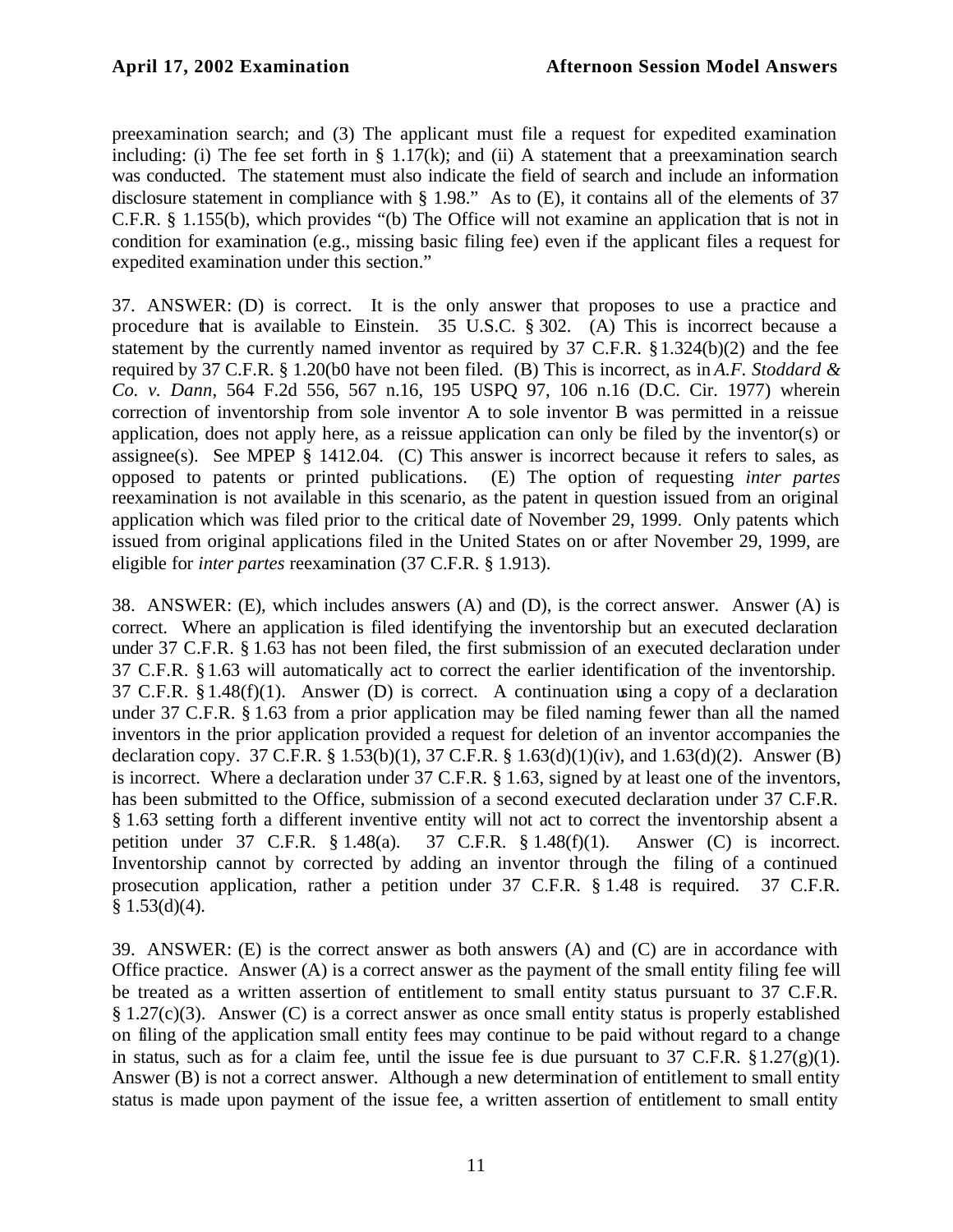preexamination search; and (3) The applicant must file a request for expedited examination including: (i) The fee set forth in § 1.17(k); and (ii) A statement that a preexamination search was conducted. The statement must also indicate the field of search and include an information disclosure statement in compliance with § 1.98." As to (E), it contains all of the elements of 37 C.F.R. § 1.155(b), which provides "(b) The Office will not examine an application that is not in condition for examination (e.g., missing basic filing fee) even if the applicant files a request for expedited examination under this section."

37. ANSWER: (D) is correct. It is the only answer that proposes to use a practice and procedure that is available to Einstein. 35 U.S.C. § 302. (A) This is incorrect because a statement by the currently named inventor as required by 37 C.F.R. § 1.324(b)(2) and the fee required by 37 C.F.R. § 1.20(b0 have not been filed. (B) This is incorrect, as in *A.F. Stoddard & Co. v. Dann*, 564 F.2d 556, 567 n.16, 195 USPQ 97, 106 n.16 (D.C. Cir. 1977) wherein correction of inventorship from sole inventor A to sole inventor B was permitted in a reissue application, does not apply here, as a reissue application can only be filed by the inventor(s) or assignee(s). See MPEP § 1412.04. (C) This answer is incorrect because it refers to sales, as opposed to patents or printed publications. (E) The option of requesting *inter partes* reexamination is not available in this scenario, as the patent in question issued from an original application which was filed prior to the critical date of November 29, 1999. Only patents which issued from original applications filed in the United States on or after November 29, 1999, are eligible for *inter partes* reexamination (37 C.F.R. § 1.913).

38. ANSWER: (E), which includes answers (A) and (D), is the correct answer. Answer (A) is correct. Where an application is filed identifying the inventorship but an executed declaration under 37 C.F.R. § 1.63 has not been filed, the first submission of an executed declaration under 37 C.F.R. § 1.63 will automatically act to correct the earlier identification of the inventorship. 37 C.F.R. § 1.48(f)(1). Answer (D) is correct. A continuation using a copy of a declaration under 37 C.F.R. § 1.63 from a prior application may be filed naming fewer than all the named inventors in the prior application provided a request for deletion of an inventor accompanies the declaration copy. 37 C.F.R. § 1.53(b)(1), 37 C.F.R. § 1.63(d)(1)(iv), and 1.63(d)(2). Answer (B) is incorrect. Where a declaration under 37 C.F.R. § 1.63, signed by at least one of the inventors, has been submitted to the Office, submission of a second executed declaration under 37 C.F.R. § 1.63 setting forth a different inventive entity will not act to correct the inventorship absent a petition under 37 C.F.R. § 1.48(a). 37 C.F.R. § 1.48(f)(1). Answer (C) is incorrect. Inventorship cannot by corrected by adding an inventor through the filing of a continued prosecution application, rather a petition under 37 C.F.R. § 1.48 is required. 37 C.F.R. § 1.53(d)(4).

39. ANSWER: (E) is the correct answer as both answers (A) and (C) are in accordance with Office practice. Answer (A) is a correct answer as the payment of the small entity filing fee will be treated as a written assertion of entitlement to small entity status pursuant to 37 C.F.R. § 1.27(c)(3). Answer (C) is a correct answer as once small entity status is properly established on filing of the application small entity fees may continue to be paid without regard to a change in status, such as for a claim fee, until the issue fee is due pursuant to 37 C.F.R. § 1.27(g)(1). Answer (B) is not a correct answer. Although a new determination of entitlement to small entity status is made upon payment of the issue fee, a written assertion of entitlement to small entity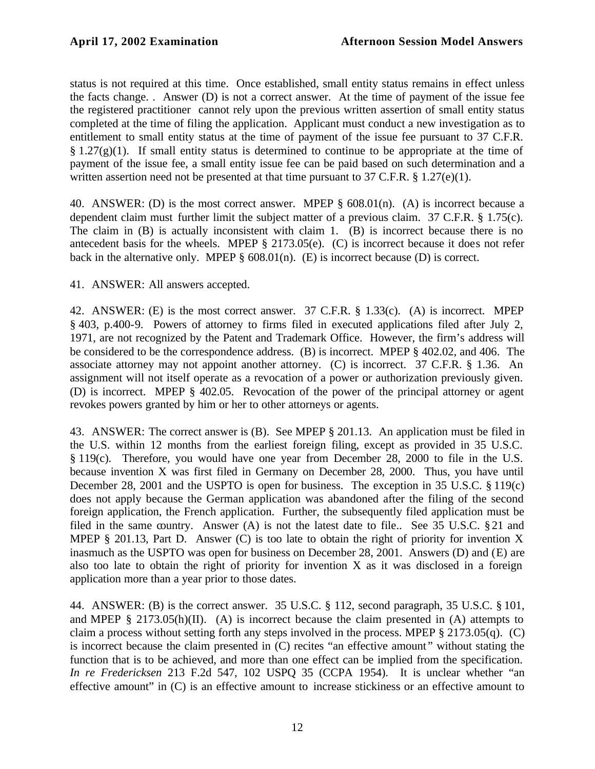status is not required at this time. Once established, small entity status remains in effect unless the facts change. . Answer (D) is not a correct answer. At the time of payment of the issue fee the registered practitioner cannot rely upon the previous written assertion of small entity status completed at the time of filing the application. Applicant must conduct a new investigation as to entitlement to small entity status at the time of payment of the issue fee pursuant to 37 C.F.R. § 1.27(g)(1). If small entity status is determined to continue to be appropriate at the time of payment of the issue fee, a small entity issue fee can be paid based on such determination and a written assertion need not be presented at that time pursuant to 37 C.F.R. § 1.27(e)(1).

40. ANSWER: (D) is the most correct answer. MPEP § 608.01(n). (A) is incorrect because a dependent claim must further limit the subject matter of a previous claim. 37 C.F.R. § 1.75(c). The claim in (B) is actually inconsistent with claim 1. (B) is incorrect because there is no antecedent basis for the wheels. MPEP § 2173.05(e). (C) is incorrect because it does not refer back in the alternative only. MPEP § 608.01(n). (E) is incorrect because (D) is correct.

41. ANSWER: All answers accepted.

42. ANSWER: (E) is the most correct answer. 37 C.F.R. § 1.33(c). (A) is incorrect. MPEP § 403, p.400-9. Powers of attorney to firms filed in executed applications filed after July 2, 1971, are not recognized by the Patent and Trademark Office. However, the firm's address will be considered to be the correspondence address. (B) is incorrect. MPEP § 402.02, and 406. The associate attorney may not appoint another attorney. (C) is incorrect. 37 C.F.R. § 1.36. An assignment will not itself operate as a revocation of a power or authorization previously given. (D) is incorrect. MPEP § 402.05. Revocation of the power of the principal attorney or agent revokes powers granted by him or her to other attorneys or agents.

43. ANSWER: The correct answer is (B). See MPEP § 201.13. An application must be filed in the U.S. within 12 months from the earliest foreign filing, except as provided in 35 U.S.C. § 119(c). Therefore, you would have one year from December 28, 2000 to file in the U.S. because invention X was first filed in Germany on December 28, 2000. Thus, you have until December 28, 2001 and the USPTO is open for business. The exception in 35 U.S.C. § 119(c) does not apply because the German application was abandoned after the filing of the second foreign application, the French application. Further, the subsequently filed application must be filed in the same country. Answer (A) is not the latest date to file.. See 35 U.S.C. § 21 and MPEP § 201.13, Part D. Answer (C) is too late to obtain the right of priority for invention X inasmuch as the USPTO was open for business on December 28, 2001. Answers (D) and (E) are also too late to obtain the right of priority for invention X as it was disclosed in a foreign application more than a year prior to those dates.

44. ANSWER: (B) is the correct answer. 35 U.S.C. § 112, second paragraph, 35 U.S.C. § 101, and MPEP § 2173.05(h)(II). (A) is incorrect because the claim presented in (A) attempts to claim a process without setting forth any steps involved in the process. MPEP § 2173.05(q). (C) is incorrect because the claim presented in (C) recites "an effective amount" without stating the function that is to be achieved, and more than one effect can be implied from the specification. *In re Fredericksen* 213 F.2d 547, 102 USPQ 35 (CCPA 1954). It is unclear whether "an effective amount" in (C) is an effective amount to increase stickiness or an effective amount to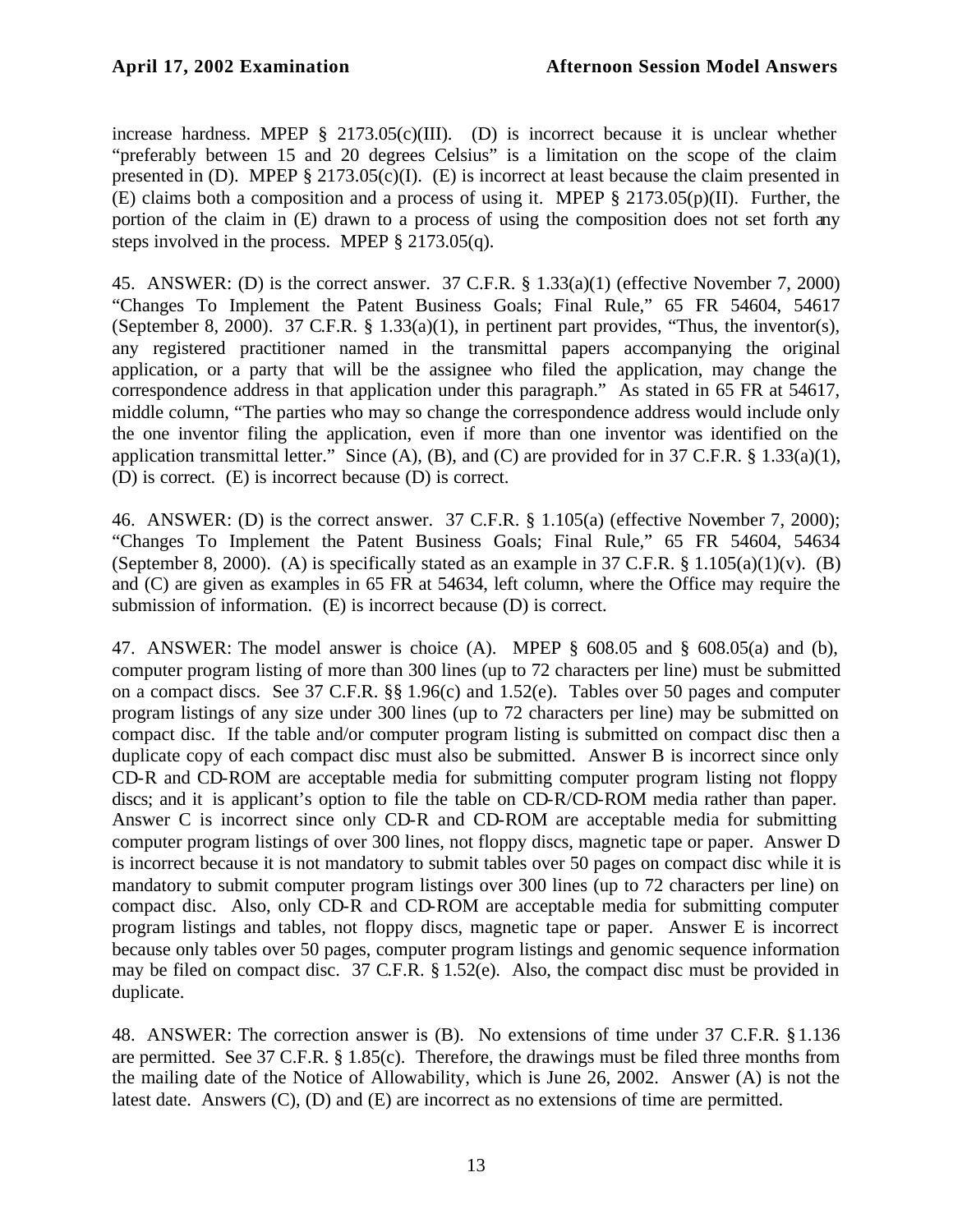increase hardness. MPEP § 2173.05(c)(III). (D) is incorrect because it is unclear whether "preferably between 15 and 20 degrees Celsius" is a limitation on the scope of the claim presented in (D). MPEP § 2173.05(c)(I). (E) is incorrect at least because the claim presented in (E) claims both a composition and a process of using it. MPEP § 2173.05(p)(II). Further, the portion of the claim in (E) drawn to a process of using the composition does not set forth any steps involved in the process. MPEP § 2173.05(q).

45. ANSWER: (D) is the correct answer. 37 C.F.R. § 1.33(a)(1) (effective November 7, 2000) "Changes To Implement the Patent Business Goals; Final Rule," 65 FR 54604, 54617 (September 8, 2000). 37 C.F.R. § 1.33(a)(1), in pertinent part provides, "Thus, the inventor(s), any registered practitioner named in the transmittal papers accompanying the original application, or a party that will be the assignee who filed the application, may change the correspondence address in that application under this paragraph." As stated in 65 FR at 54617, middle column, "The parties who may so change the correspondence address would include only the one inventor filing the application, even if more than one inventor was identified on the application transmittal letter." Since (A), (B), and (C) are provided for in 37 C.F.R. § 1.33(a)(1), (D) is correct. (E) is incorrect because (D) is correct.

46. ANSWER: (D) is the correct answer. 37 C.F.R. § 1.105(a) (effective November 7, 2000); "Changes To Implement the Patent Business Goals; Final Rule," 65 FR 54604, 54634 (September 8, 2000). (A) is specifically stated as an example in 37 C.F.R. § 1.105(a)(1)(v). (B) and (C) are given as examples in 65 FR at 54634, left column, where the Office may require the submission of information. (E) is incorrect because (D) is correct.

47. ANSWER: The model answer is choice (A). MPEP § 608.05 and § 608.05(a) and (b), computer program listing of more than 300 lines (up to 72 characters per line) must be submitted on a compact discs. See 37 C.F.R. §§ 1.96(c) and 1.52(e). Tables over 50 pages and computer program listings of any size under 300 lines (up to 72 characters per line) may be submitted on compact disc. If the table and/or computer program listing is submitted on compact disc then a duplicate copy of each compact disc must also be submitted. Answer B is incorrect since only CD-R and CD-ROM are acceptable media for submitting computer program listing not floppy discs; and it is applicant's option to file the table on CD-R/CD-ROM media rather than paper. Answer C is incorrect since only CD-R and CD-ROM are acceptable media for submitting computer program listings of over 300 lines, not floppy discs, magnetic tape or paper. Answer D is incorrect because it is not mandatory to submit tables over 50 pages on compact disc while it is mandatory to submit computer program listings over 300 lines (up to 72 characters per line) on compact disc. Also, only CD-R and CD-ROM are acceptable media for submitting computer program listings and tables, not floppy discs, magnetic tape or paper. Answer E is incorrect because only tables over 50 pages, computer program listings and genomic sequence information may be filed on compact disc. 37 C.F.R. § 1.52(e). Also, the compact disc must be provided in duplicate.

48. ANSWER: The correction answer is (B). No extensions of time under 37 C.F.R. § 1.136 are permitted. See 37 C.F.R. § 1.85(c). Therefore, the drawings must be filed three months from the mailing date of the Notice of Allowability, which is June 26, 2002. Answer (A) is not the latest date. Answers (C), (D) and (E) are incorrect as no extensions of time are permitted.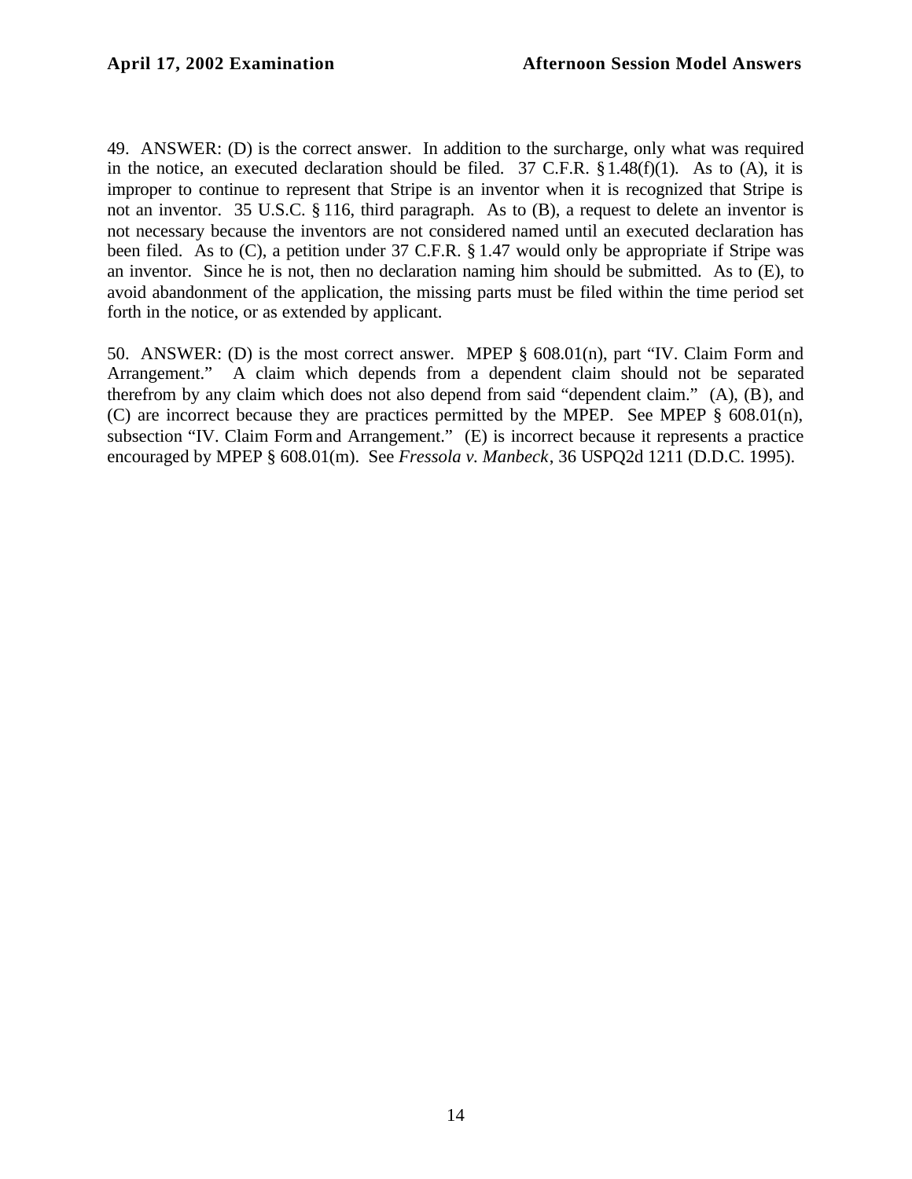49. ANSWER: (D) is the correct answer. In addition to the surcharge, only what was required in the notice, an executed declaration should be filed. 37 C.F.R. § 1.48(f)(1). As to (A), it is improper to continue to represent that Stripe is an inventor when it is recognized that Stripe is not an inventor. 35 U.S.C. § 116, third paragraph. As to (B), a request to delete an inventor is not necessary because the inventors are not considered named until an executed declaration has been filed. As to (C), a petition under 37 C.F.R. § 1.47 would only be appropriate if Stripe was an inventor. Since he is not, then no declaration naming him should be submitted. As to (E), to avoid abandonment of the application, the missing parts must be filed within the time period set forth in the notice, or as extended by applicant.

50. ANSWER: (D) is the most correct answer. MPEP § 608.01(n), part "IV. Claim Form and Arrangement." A claim which depends from a dependent claim should not be separated therefrom by any claim which does not also depend from said "dependent claim." (A), (B), and (C) are incorrect because they are practices permitted by the MPEP. See MPEP § 608.01(n), subsection "IV. Claim Form and Arrangement." (E) is incorrect because it represents a practice encouraged by MPEP § 608.01(m). See *Fressola v. Manbeck*, 36 USPQ2d 1211 (D.D.C. 1995).